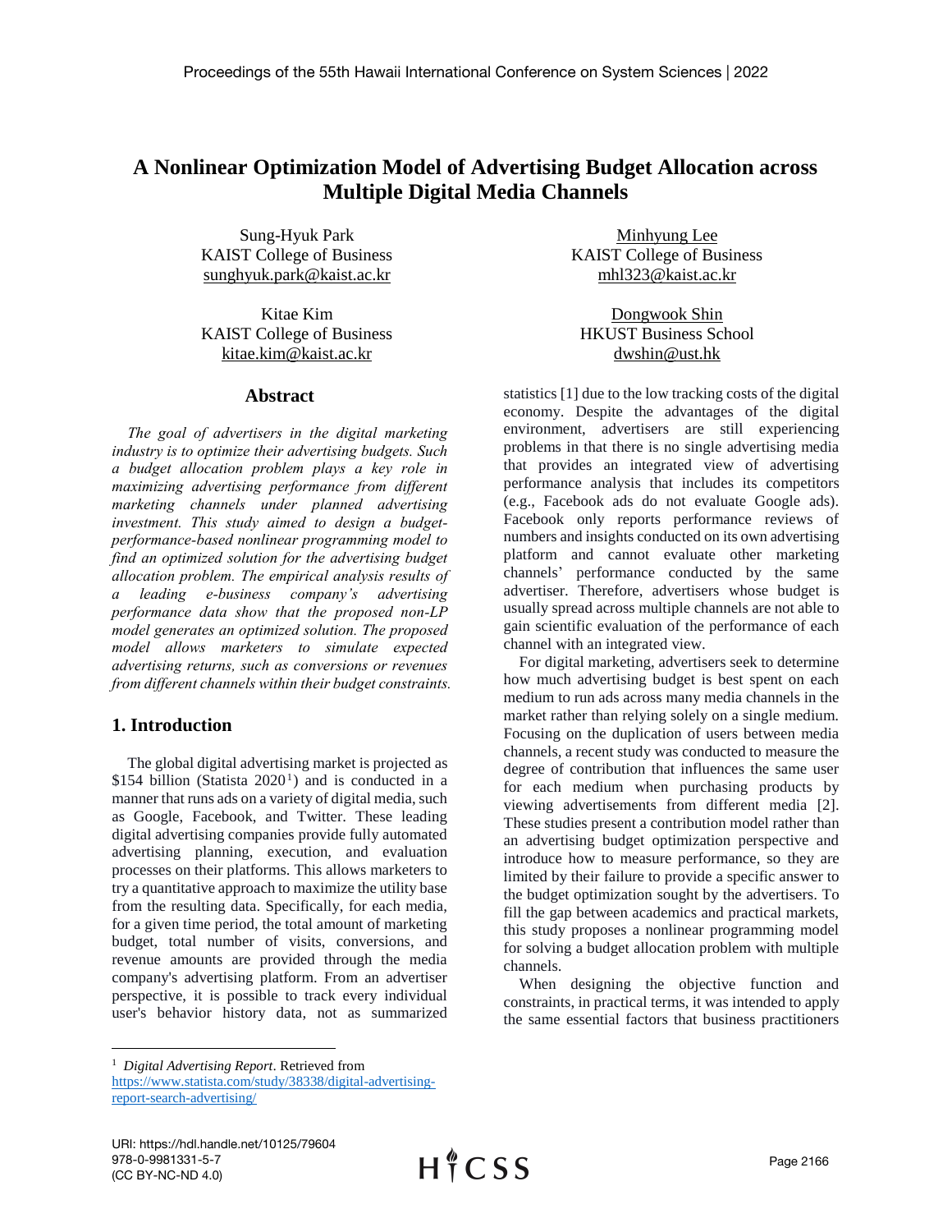# A Nonlinear Optimization Model of Advertising Budget Allocation across Multiple Digital Media Channels

Sung-Hyuk Park
KAIST College of Business
sunghyuk.park@kaist.ac.kr

Minhyung Lee
KAIST College of Business
mhl323@kaist.ac.kr

Kitae Kim
KAIST College of Business
kitae.kim@kaist.ac.kr

Dongwook Shin
HKUST Business School
dwshin@ust.hk

## Abstract

*The goal of advertisers in the digital marketing industry is to optimize their advertising budgets. Such a budget allocation problem plays a key role in maximizing advertising performance from different marketing channels under planned advertising investment. This study aimed to design a budget-performance-based nonlinear programming model to find an optimized solution for the advertising budget allocation problem. The empirical analysis results of a leading e-business company's advertising performance data show that the proposed non-LP model generates an optimized solution. The proposed model allows marketers to simulate expected advertising returns, such as conversions or revenues from different channels within their budget constraints.*

## 1. Introduction

The global digital advertising market is projected as \$154 billion (Statista 2020[1]) and is conducted in a manner that runs ads on a variety of digital media, such as Google, Facebook, and Twitter. These leading digital advertising companies provide fully automated advertising planning, execution, and evaluation processes on their platforms. This allows marketers to try a quantitative approach to maximize the utility base from the resulting data. Specifically, for each media, for a given time period, the total amount of marketing budget, total number of visits, conversions, and revenue amounts are provided through the media company's advertising platform. From an advertiser perspective, it is possible to track every individual user's behavior history data, not as summarized statistics [1] due to the low tracking costs of the digital economy. Despite the advantages of the digital environment, advertisers are still experiencing problems in that there is no single advertising media that provides an integrated view of advertising performance analysis that includes its competitors (e.g., Facebook ads do not evaluate Google ads). Facebook only reports performance reviews of numbers and insights conducted on its own advertising platform and cannot evaluate other marketing channels' performance conducted by the same advertiser. Therefore, advertisers whose budget is usually spread across multiple channels are not able to gain scientific evaluation of the performance of each channel with an integrated view.

For digital marketing, advertisers seek to determine how much advertising budget is best spent on each medium to run ads across many media channels in the market rather than relying solely on a single medium. Focusing on the duplication of users between media channels, a recent study was conducted to measure the degree of contribution that influences the same user for each medium when purchasing products by viewing advertisements from different media [2]. These studies present a contribution model rather than an advertising budget optimization perspective and introduce how to measure performance, so they are limited by their failure to provide a specific answer to the budget optimization sought by the advertisers. To fill the gap between academics and practical markets, this study proposes a nonlinear programming model for solving a budget allocation problem with multiple channels.

When designing the objective function and constraints, in practical terms, it was intended to apply the same essential factors that business practitioners

[1] *Digital Advertising Report*. Retrieved from https://www.statista.com/study/38338/digital-advertising-report-search-advertising/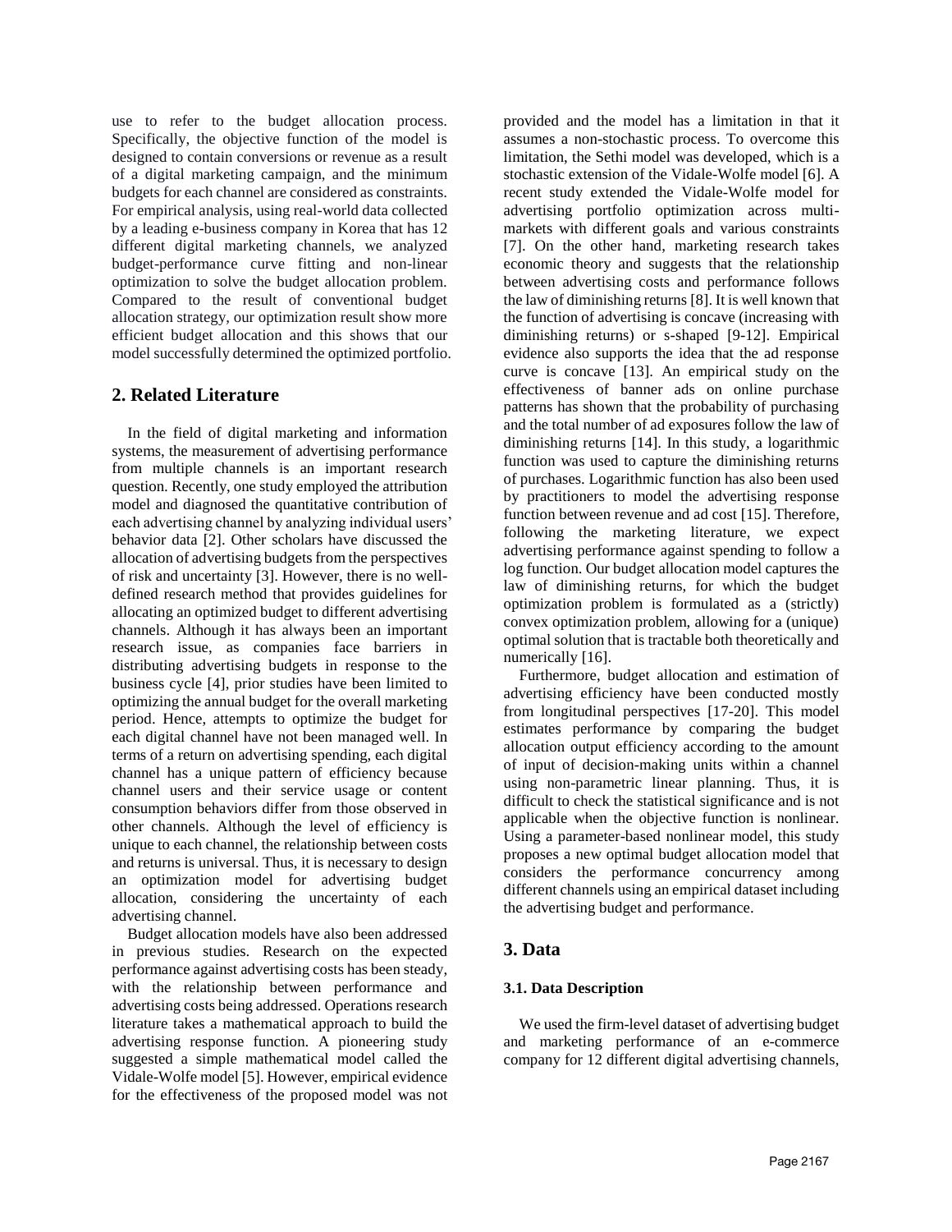use to refer to the budget allocation process. Specifically, the objective function of the model is designed to contain conversions or revenue as a result of a digital marketing campaign, and the minimum budgets for each channel are considered as constraints. For empirical analysis, using real-world data collected by a leading e-business company in Korea that has 12 different digital marketing channels, we analyzed budget-performance curve fitting and non-linear optimization to solve the budget allocation problem. Compared to the result of conventional budget allocation strategy, our optimization result show more efficient budget allocation and this shows that our model successfully determined the optimized portfolio.

## 2. Related Literature

In the field of digital marketing and information systems, the measurement of advertising performance from multiple channels is an important research question. Recently, one study employed the attribution model and diagnosed the quantitative contribution of each advertising channel by analyzing individual users' behavior data [2]. Other scholars have discussed the allocation of advertising budgets from the perspectives of risk and uncertainty [3]. However, there is no well-defined research method that provides guidelines for allocating an optimized budget to different advertising channels. Although it has always been an important research issue, as companies face barriers in distributing advertising budgets in response to the business cycle [4], prior studies have been limited to optimizing the annual budget for the overall marketing period. Hence, attempts to optimize the budget for each digital channel have not been managed well. In terms of a return on advertising spending, each digital channel has a unique pattern of efficiency because channel users and their service usage or content consumption behaviors differ from those observed in other channels. Although the level of efficiency is unique to each channel, the relationship between costs and returns is universal. Thus, it is necessary to design an optimization model for advertising budget allocation, considering the uncertainty of each advertising channel.

Budget allocation models have also been addressed in previous studies. Research on the expected performance against advertising costs has been steady, with the relationship between performance and advertising costs being addressed. Operations research literature takes a mathematical approach to build the advertising response function. A pioneering study suggested a simple mathematical model called the Vidale-Wolfe model [5]. However, empirical evidence for the effectiveness of the proposed model was not provided and the model has a limitation in that it assumes a non-stochastic process. To overcome this limitation, the Sethi model was developed, which is a stochastic extension of the Vidale-Wolfe model [6]. A recent study extended the Vidale-Wolfe model for advertising portfolio optimization across multi-markets with different goals and various constraints [7]. On the other hand, marketing research takes economic theory and suggests that the relationship between advertising costs and performance follows the law of diminishing returns [8]. It is well known that the function of advertising is concave (increasing with diminishing returns) or s-shaped [9-12]. Empirical evidence also supports the idea that the ad response curve is concave [13]. An empirical study on the effectiveness of banner ads on online purchase patterns has shown that the probability of purchasing and the total number of ad exposures follow the law of diminishing returns [14]. In this study, a logarithmic function was used to capture the diminishing returns of purchases. Logarithmic function has also been used by practitioners to model the advertising response function between revenue and ad cost [15]. Therefore, following the marketing literature, we expect advertising performance against spending to follow a log function. Our budget allocation model captures the law of diminishing returns, for which the budget optimization problem is formulated as a (strictly) convex optimization problem, allowing for a (unique) optimal solution that is tractable both theoretically and numerically [16].

Furthermore, budget allocation and estimation of advertising efficiency have been conducted mostly from longitudinal perspectives [17-20]. This model estimates performance by comparing the budget allocation output efficiency according to the amount of input of decision-making units within a channel using non-parametric linear planning. Thus, it is difficult to check the statistical significance and is not applicable when the objective function is nonlinear. Using a parameter-based nonlinear model, this study proposes a new optimal budget allocation model that considers the performance concurrency among different channels using an empirical dataset including the advertising budget and performance.

## 3. Data

### 3.1. Data Description

We used the firm-level dataset of advertising budget and marketing performance of an e-commerce company for 12 different digital advertising channels,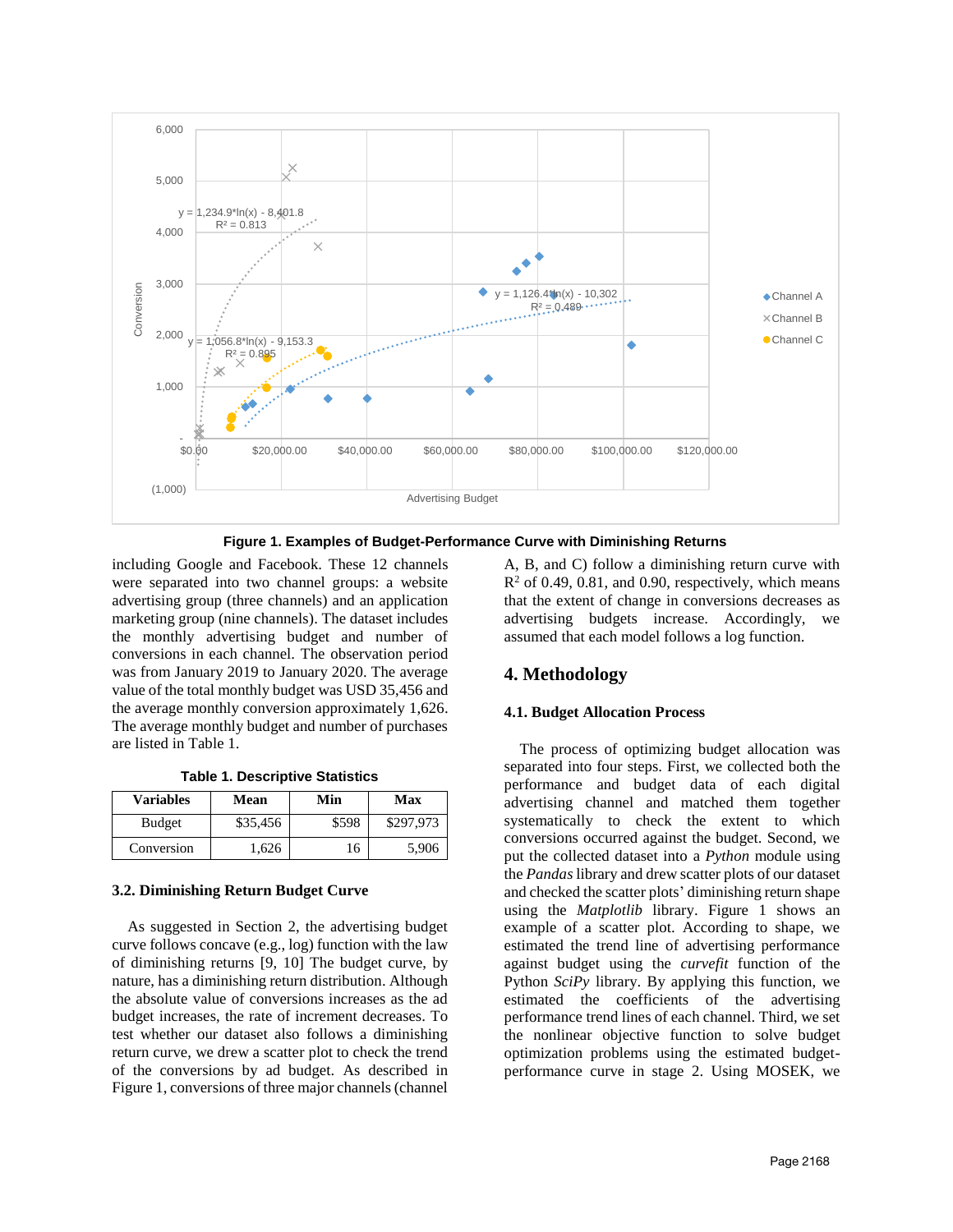Figure 1. Examples of Budget-Performance Curve with Diminishing Returns

including Google and Facebook. These 12 channels were separated into two channel groups: a website advertising group (three channels) and an application marketing group (nine channels). The dataset includes the monthly advertising budget and number of conversions in each channel. The observation period was from January 2019 to January 2020. The average value of the total monthly budget was USD 35,456 and the average monthly conversion approximately 1,626. The average monthly budget and number of purchases are listed in Table 1.

**Table 1. Descriptive Statistics**

| Variables | Mean | Min | Max |
|---|---|---|---|
| Budget | $35,456 | $598 | $297,973 |
| Conversion | 1,626 | 16 | 5,906 |

### 3.2. Diminishing Return Budget Curve

As suggested in Section 2, the advertising budget curve follows concave (e.g., log) function with the law of diminishing returns [9, 10] The budget curve, by nature, has a diminishing return distribution. Although the absolute value of conversions increases as the ad budget increases, the rate of increment decreases. To test whether our dataset also follows a diminishing return curve, we drew a scatter plot to check the trend of the conversions by ad budget. As described in Figure 1, conversions of three major channels (channel A, B, and C) follow a diminishing return curve with $R^2$ of 0.49, 0.81, and 0.90, respectively, which means that the extent of change in conversions decreases as advertising budgets increase. Accordingly, we assumed that each model follows a log function.

## 4. Methodology

### 4.1. Budget Allocation Process

The process of optimizing budget allocation was separated into four steps. First, we collected both the performance and budget data of each digital advertising channel and matched them together systematically to check the extent to which conversions occurred against the budget. Second, we put the collected dataset into a *Python* module using the *Pandas* library and drew scatter plots of our dataset and checked the scatter plots' diminishing return shape using the *Matplotlib* library. Figure 1 shows an example of a scatter plot. According to shape, we estimated the trend line of advertising performance against budget using the *curvefit* function of the Python *SciPy* library. By applying this function, we estimated the coefficients of the advertising performance trend lines of each channel. Third, we set the nonlinear objective function to solve budget optimization problems using the estimated budget-performance curve in stage 2. Using MOSEK, we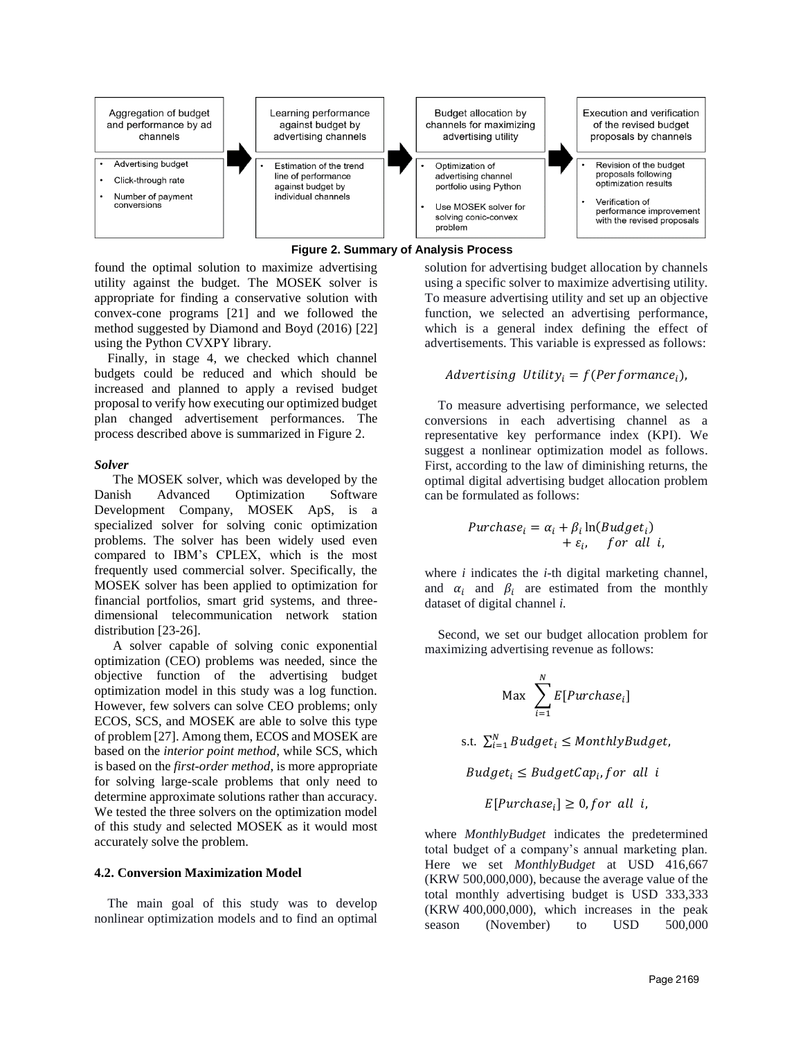| Aggregation of budget and performance by ad channels | Learning performance against budget by advertising channels | Budget allocation by channels for maximizing advertising utility | Execution and verification of the revised budget proposals by channels |
|---|---|---|---|
| • Advertising budget<br>• Click-through rate<br>• Number of payment conversions | • Estimation of the trend line of performance against budget by individual channels | • Optimization of advertising channel portfolio using Python<br>• Use MOSEK solver for solving conic-convex problem | • Revision of the budget proposals following optimization results<br>• Verification of performance improvement with the revised proposals |

**Figure 2. Summary of Analysis Process**

found the optimal solution to maximize advertising utility against the budget. The MOSEK solver is appropriate for finding a conservative solution with convex-cone programs [21] and we followed the method suggested by Diamond and Boyd (2016) [22] using the Python CVXPY library.

Finally, in stage 4, we checked which channel budgets could be reduced and which should be increased and planned to apply a revised budget proposal to verify how executing our optimized budget plan changed advertisement performances. The process described above is summarized in Figure 2.

***Solver***

The MOSEK solver, which was developed by the Danish Advanced Optimization Software Development Company, MOSEK ApS, is a specialized solver for solving conic optimization problems. The solver has been widely used even compared to IBM's CPLEX, which is the most frequently used commercial solver. Specifically, the MOSEK solver has been applied to optimization for financial portfolios, smart grid systems, and three-dimensional telecommunication network station distribution [23-26].

A solver capable of solving conic exponential optimization (CEO) problems was needed, since the objective function of the advertising budget optimization model in this study was a log function. However, few solvers can solve CEO problems; only ECOS, SCS, and MOSEK are able to solve this type of problem [27]. Among them, ECOS and MOSEK are based on the *interior point method*, while SCS, which is based on the *first-order method*, is more appropriate for solving large-scale problems that only need to determine approximate solutions rather than accuracy. We tested the three solvers on the optimization model of this study and selected MOSEK as it would most accurately solve the problem.

### 4.2. Conversion Maximization Model

The main goal of this study was to develop nonlinear optimization models and to find an optimal solution for advertising budget allocation by channels using a specific solver to maximize advertising utility. To measure advertising utility and set up an objective function, we selected an advertising performance, which is a general index defining the effect of advertisements. This variable is expressed as follows:

$$Advertising\ \ Utility_i = f(Performance_i),$$

To measure advertising performance, we selected conversions in each advertising channel as a representative key performance index (KPI). We suggest a nonlinear optimization model as follows. First, according to the law of diminishing returns, the optimal digital advertising budget allocation problem can be formulated as follows:

$$Purchase_i = \alpha_i + \beta_i \ln(Budget_i) + \varepsilon_i, \quad for\ \ all\ \ i,$$

where *i* indicates the *i*-th digital marketing channel, and $\alpha_i$ and $\beta_i$ are estimated from the monthly dataset of digital channel *i.*

Second, we set our budget allocation problem for maximizing advertising revenue as follows:

$$\text{Max} \ \sum_{i=1}^{N} E[Purchase_i]$$

$$\text{s.t.} \ \sum_{i=1}^{N} Budget_i \leq MonthlyBudget,$$

$$Budget_i \leq BudgetCap_i, for\ \ all\ \ i$$

$$E[Purchase_i] \geq 0, for\ \ all\ \ i,$$

where *MonthlyBudget* indicates the predetermined total budget of a company's annual marketing plan. Here we set *MonthlyBudget* at USD 416,667 (KRW 500,000,000), because the average value of the total monthly advertising budget is USD 333,333 (KRW 400,000,000), which increases in the peak season (November) to USD 500,000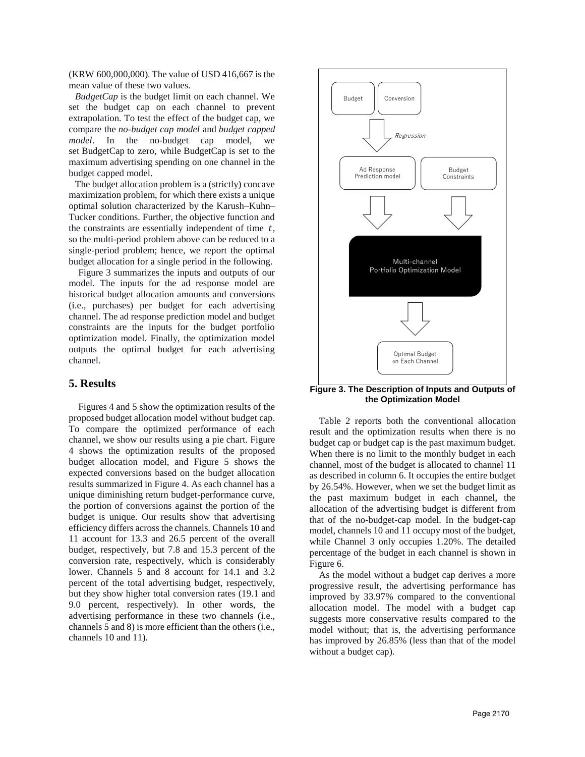(KRW 600,000,000). The value of USD 416,667 is the mean value of these two values.

*BudgetCap* is the budget limit on each channel. We set the budget cap on each channel to prevent extrapolation. To test the effect of the budget cap, we compare the *no-budget cap model* and *budget capped model*. In the no-budget cap model, we set BudgetCap to zero, while BudgetCap is set to the maximum advertising spending on one channel in the budget capped model.

The budget allocation problem is a (strictly) concave maximization problem, for which there exists a unique optimal solution characterized by the Karush–Kuhn–Tucker conditions. Further, the objective function and the constraints are essentially independent of time $t$, so the multi-period problem above can be reduced to a single-period problem; hence, we report the optimal budget allocation for a single period in the following.

Figure 3 summarizes the inputs and outputs of our model. The inputs for the ad response model are historical budget allocation amounts and conversions (i.e., purchases) per budget for each advertising channel. The ad response prediction model and budget constraints are the inputs for the budget portfolio optimization model. Finally, the optimization model outputs the optimal budget for each advertising channel.

Budget | Conversion → *Regression* → Ad Response Prediction model | Budget Constraints → Multi-channel Portfolio Optimization Model → Optimal Budget on Each Channel

**Figure 3. The Description of Inputs and Outputs of the Optimization Model**

## 5. Results

Figures 4 and 5 show the optimization results of the proposed budget allocation model without budget cap. To compare the optimized performance of each channel, we show our results using a pie chart. Figure 4 shows the optimization results of the proposed budget allocation model, and Figure 5 shows the expected conversions based on the budget allocation results summarized in Figure 4. As each channel has a unique diminishing return budget-performance curve, the portion of conversions against the portion of the budget is unique. Our results show that advertising efficiency differs across the channels. Channels 10 and 11 account for 13.3 and 26.5 percent of the overall budget, respectively, but 7.8 and 15.3 percent of the conversion rate, respectively, which is considerably lower. Channels 5 and 8 account for 14.1 and 3.2 percent of the total advertising budget, respectively, but they show higher total conversion rates (19.1 and 9.0 percent, respectively). In other words, the advertising performance in these two channels (i.e., channels 5 and 8) is more efficient than the others (i.e., channels 10 and 11).

Table 2 reports both the conventional allocation result and the optimization results when there is no budget cap or budget cap is the past maximum budget. When there is no limit to the monthly budget in each channel, most of the budget is allocated to channel 11 as described in column 6. It occupies the entire budget by 26.54%. However, when we set the budget limit as the past maximum budget in each channel, the allocation of the advertising budget is different from that of the no-budget-cap model. In the budget-cap model, channels 10 and 11 occupy most of the budget, while Channel 3 only occupies 1.20%. The detailed percentage of the budget in each channel is shown in Figure 6.

As the model without a budget cap derives a more progressive result, the advertising performance has improved by 33.97% compared to the conventional allocation model. The model with a budget cap suggests more conservative results compared to the model without; that is, the advertising performance has improved by 26.85% (less than that of the model without a budget cap).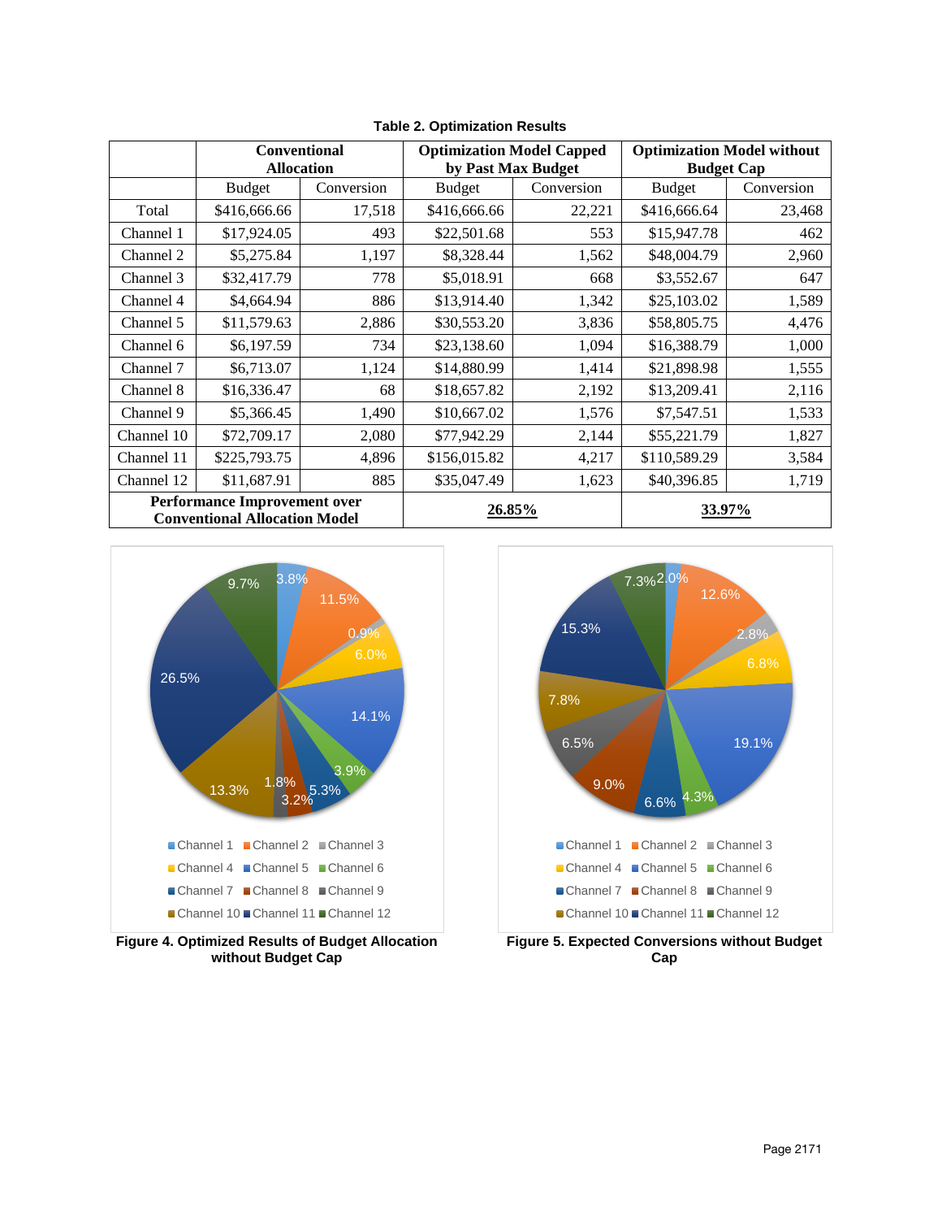**Table 2. Optimization Results**

| | Conventional Allocation | | Optimization Model Capped by Past Max Budget | | Optimization Model without Budget Cap | |
|---|---|---|---|---|---|---|
| | Budget | Conversion | Budget | Conversion | Budget | Conversion |
| Total | $416,666.66 | 17,518 | $416,666.66 | 22,221 | $416,666.64 | 23,468 |
| Channel 1 | $17,924.05 | 493 | $22,501.68 | 553 | $15,947.78 | 462 |
| Channel 2 | $5,275.84 | 1,197 | $8,328.44 | 1,562 | $48,004.79 | 2,960 |
| Channel 3 | $32,417.79 | 778 | $5,018.91 | 668 | $3,552.67 | 647 |
| Channel 4 | $4,664.94 | 886 | $13,914.40 | 1,342 | $25,103.02 | 1,589 |
| Channel 5 | $11,579.63 | 2,886 | $30,553.20 | 3,836 | $58,805.75 | 4,476 |
| Channel 6 | $6,197.59 | 734 | $23,138.60 | 1,094 | $16,388.79 | 1,000 |
| Channel 7 | $6,713.07 | 1,124 | $14,880.99 | 1,414 | $21,898.98 | 1,555 |
| Channel 8 | $16,336.47 | 68 | $18,657.82 | 2,192 | $13,209.41 | 2,116 |
| Channel 9 | $5,366.45 | 1,490 | $10,667.02 | 1,576 | $7,547.51 | 1,533 |
| Channel 10 | $72,709.17 | 2,080 | $77,942.29 | 2,144 | $55,221.79 | 1,827 |
| Channel 11 | $225,793.75 | 4,896 | $156,015.82 | 4,217 | $110,589.29 | 3,584 |
| Channel 12 | $11,687.91 | 885 | $35,047.49 | 1,623 | $40,396.85 | 1,719 |
| **Performance Improvement over Conventional Allocation Model** | | | **26.85%** | | **33.97%** | |

**Figure 4. Optimized Results of Budget Allocation without Budget Cap**

**Figure 5. Expected Conversions without Budget Cap**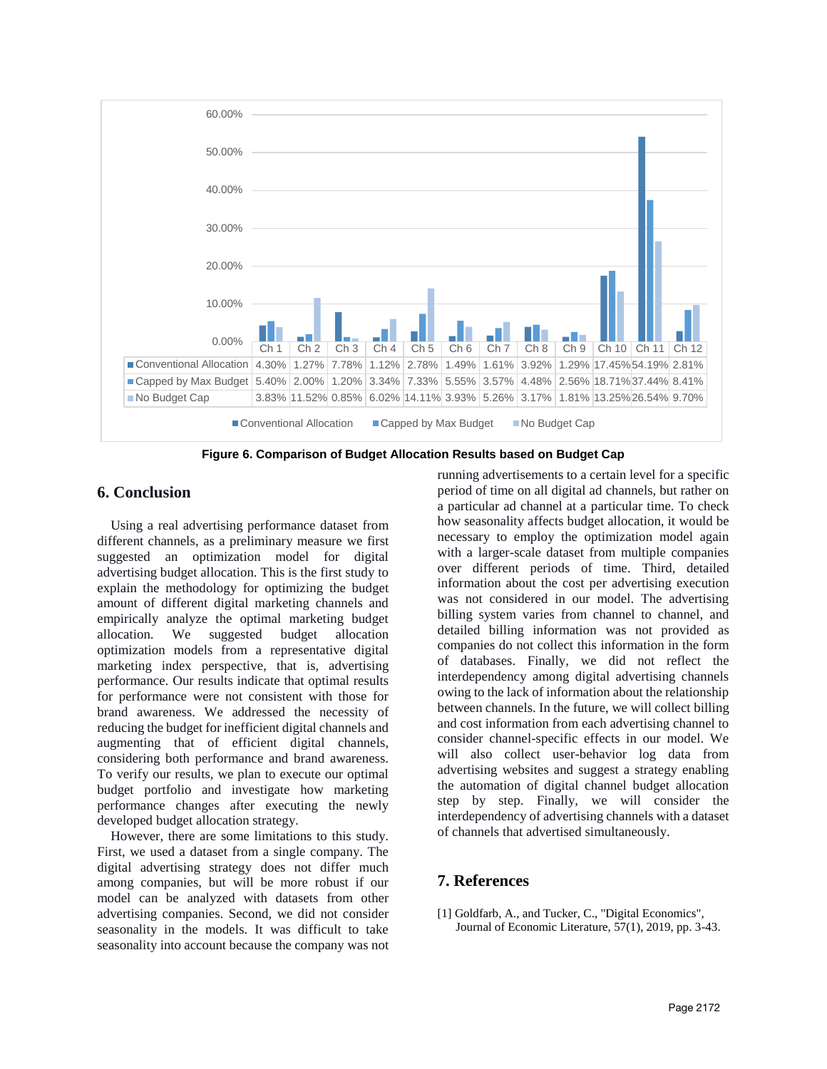| | Ch 1 | Ch 2 | Ch 3 | Ch 4 | Ch 5 | Ch 6 | Ch 7 | Ch 8 | Ch 9 | Ch 10 | Ch 11 | Ch 12 |
|---|---|---|---|---|---|---|---|---|---|---|---|---|
| Conventional Allocation | 4.30% | 1.27% | 7.78% | 1.12% | 2.78% | 1.49% | 1.61% | 3.92% | 1.29% | 17.45% | 54.19% | 2.81% |
| Capped by Max Budget | 5.40% | 2.00% | 1.20% | 3.34% | 7.33% | 5.55% | 3.57% | 4.48% | 2.56% | 18.71% | 37.44% | 8.41% |
| No Budget Cap | 3.83% | 11.52% | 0.85% | 6.02% | 14.11% | 3.93% | 5.26% | 3.17% | 1.81% | 13.25% | 26.54% | 9.70% |

**Figure 6. Comparison of Budget Allocation Results based on Budget Cap**

## 6. Conclusion

Using a real advertising performance dataset from different channels, as a preliminary measure we first suggested an optimization model for digital advertising budget allocation. This is the first study to explain the methodology for optimizing the budget amount of different digital marketing channels and empirically analyze the optimal marketing budget allocation. We suggested budget allocation optimization models from a representative digital marketing index perspective, that is, advertising performance. Our results indicate that optimal results for performance were not consistent with those for brand awareness. We addressed the necessity of reducing the budget for inefficient digital channels and augmenting that of efficient digital channels, considering both performance and brand awareness. To verify our results, we plan to execute our optimal budget portfolio and investigate how marketing performance changes after executing the newly developed budget allocation strategy.

However, there are some limitations to this study. First, we used a dataset from a single company. The digital advertising strategy does not differ much among companies, but will be more robust if our model can be analyzed with datasets from other advertising companies. Second, we did not consider seasonality in the models. It was difficult to take seasonality into account because the company was not running advertisements to a certain level for a specific period of time on all digital ad channels, but rather on a particular ad channel at a particular time. To check how seasonality affects budget allocation, it would be necessary to employ the optimization model again with a larger-scale dataset from multiple companies over different periods of time. Third, detailed information about the cost per advertising execution was not considered in our model. The advertising billing system varies from channel to channel, and detailed billing information was not provided as companies do not collect this information in the form of databases. Finally, we did not reflect the interdependency among digital advertising channels owing to the lack of information about the relationship between channels. In the future, we will collect billing and cost information from each advertising channel to consider channel-specific effects in our model. We will also collect user-behavior log data from advertising websites and suggest a strategy enabling the automation of digital channel budget allocation step by step. Finally, we will consider the interdependency of advertising channels with a dataset of channels that advertised simultaneously.

## 7. References

[1] Goldfarb, A., and Tucker, C., "Digital Economics", Journal of Economic Literature, 57(1), 2019, pp. 3-43.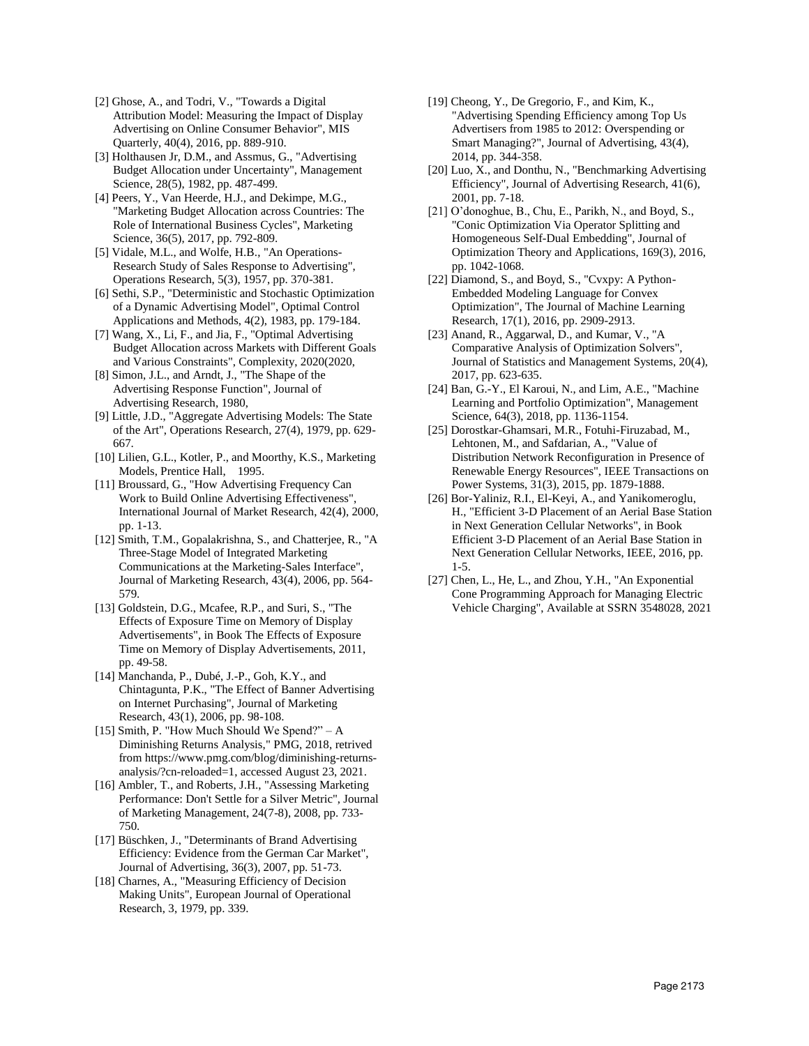[2] Ghose, A., and Todri, V., "Towards a Digital Attribution Model: Measuring the Impact of Display Advertising on Online Consumer Behavior", MIS Quarterly, 40(4), 2016, pp. 889-910.

[3] Holthausen Jr, D.M., and Assmus, G., "Advertising Budget Allocation under Uncertainty", Management Science, 28(5), 1982, pp. 487-499.

[4] Peers, Y., Van Heerde, H.J., and Dekimpe, M.G., "Marketing Budget Allocation across Countries: The Role of International Business Cycles", Marketing Science, 36(5), 2017, pp. 792-809.

[5] Vidale, M.L., and Wolfe, H.B., "An Operations-Research Study of Sales Response to Advertising", Operations Research, 5(3), 1957, pp. 370-381.

[6] Sethi, S.P., "Deterministic and Stochastic Optimization of a Dynamic Advertising Model", Optimal Control Applications and Methods, 4(2), 1983, pp. 179-184.

[7] Wang, X., Li, F., and Jia, F., "Optimal Advertising Budget Allocation across Markets with Different Goals and Various Constraints", Complexity, 2020(2020,

[8] Simon, J.L., and Arndt, J., "The Shape of the Advertising Response Function", Journal of Advertising Research, 1980,

[9] Little, J.D., "Aggregate Advertising Models: The State of the Art", Operations Research, 27(4), 1979, pp. 629-667.

[10] Lilien, G.L., Kotler, P., and Moorthy, K.S., Marketing Models, Prentice Hall, 1995.

[11] Broussard, G., "How Advertising Frequency Can Work to Build Online Advertising Effectiveness", International Journal of Market Research, 42(4), 2000, pp. 1-13.

[12] Smith, T.M., Gopalakrishna, S., and Chatterjee, R., "A Three-Stage Model of Integrated Marketing Communications at the Marketing-Sales Interface", Journal of Marketing Research, 43(4), 2006, pp. 564-579.

[13] Goldstein, D.G., Mcafee, R.P., and Suri, S., "The Effects of Exposure Time on Memory of Display Advertisements", in Book The Effects of Exposure Time on Memory of Display Advertisements, 2011, pp. 49-58.

[14] Manchanda, P., Dubé, J.-P., Goh, K.Y., and Chintagunta, P.K., "The Effect of Banner Advertising on Internet Purchasing", Journal of Marketing Research, 43(1), 2006, pp. 98-108.

[15] Smith, P. "How Much Should We Spend?" – A Diminishing Returns Analysis," PMG, 2018, retrived from https://www.pmg.com/blog/diminishing-returns-analysis/?cn-reloaded=1, accessed August 23, 2021.

[16] Ambler, T., and Roberts, J.H., "Assessing Marketing Performance: Don't Settle for a Silver Metric", Journal of Marketing Management, 24(7-8), 2008, pp. 733-750.

[17] Büschken, J., "Determinants of Brand Advertising Efficiency: Evidence from the German Car Market", Journal of Advertising, 36(3), 2007, pp. 51-73.

[18] Charnes, A., "Measuring Efficiency of Decision Making Units", European Journal of Operational Research, 3, 1979, pp. 339.

[19] Cheong, Y., De Gregorio, F., and Kim, K., "Advertising Spending Efficiency among Top Us Advertisers from 1985 to 2012: Overspending or Smart Managing?", Journal of Advertising, 43(4), 2014, pp. 344-358.

[20] Luo, X., and Donthu, N., "Benchmarking Advertising Efficiency", Journal of Advertising Research, 41(6), 2001, pp. 7-18.

[21] O'donoghue, B., Chu, E., Parikh, N., and Boyd, S., "Conic Optimization Via Operator Splitting and Homogeneous Self-Dual Embedding", Journal of Optimization Theory and Applications, 169(3), 2016, pp. 1042-1068.

[22] Diamond, S., and Boyd, S., "Cvxpy: A Python-Embedded Modeling Language for Convex Optimization", The Journal of Machine Learning Research, 17(1), 2016, pp. 2909-2913.

[23] Anand, R., Aggarwal, D., and Kumar, V., "A Comparative Analysis of Optimization Solvers", Journal of Statistics and Management Systems, 20(4), 2017, pp. 623-635.

[24] Ban, G.-Y., El Karoui, N., and Lim, A.E., "Machine Learning and Portfolio Optimization", Management Science, 64(3), 2018, pp. 1136-1154.

[25] Dorostkar-Ghamsari, M.R., Fotuhi-Firuzabad, M., Lehtonen, M., and Safdarian, A., "Value of Distribution Network Reconfiguration in Presence of Renewable Energy Resources", IEEE Transactions on Power Systems, 31(3), 2015, pp. 1879-1888.

[26] Bor-Yaliniz, R.I., El-Keyi, A., and Yanikomeroglu, H., "Efficient 3-D Placement of an Aerial Base Station in Next Generation Cellular Networks", in Book Efficient 3-D Placement of an Aerial Base Station in Next Generation Cellular Networks, IEEE, 2016, pp. 1-5.

[27] Chen, L., He, L., and Zhou, Y.H., "An Exponential Cone Programming Approach for Managing Electric Vehicle Charging", Available at SSRN 3548028, 2021